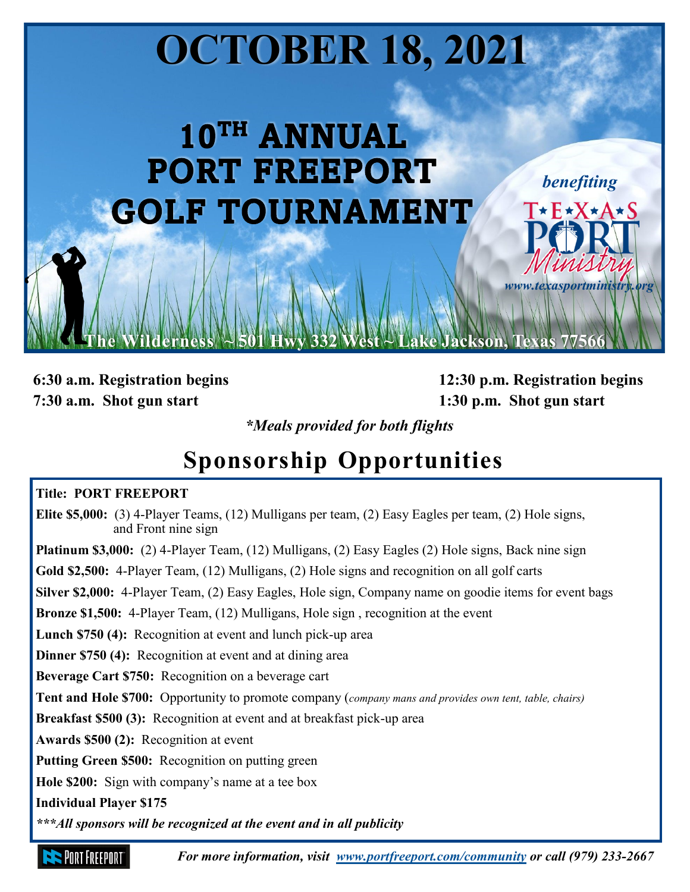# OCTOBER 18, 2021

# 10TH ANNUAL PORT FREEPORT GOLF TOURNAMENT

*benefiting*

TEXAS PORT Ministry

*www.texasportministry.org*

The Wilderness ~ 501 Hwy 332 West ~ Lake Jackson, Texas 77566

**6:30 a.m. Registration begins**
**7:30 a.m. Shot gun start**

**12:30 p.m. Registration begins**
**1:30 p.m. Shot gun start**

***Meals provided for both flights***

## Sponsorship Opportunities

**Title: PORT FREEPORT**

**Elite $5,000:** (3) 4-Player Teams, (12) Mulligans per team, (2) Easy Eagles per team, (2) Hole signs, and Front nine sign

**Platinum $3,000:** (2) 4-Player Team, (12) Mulligans, (2) Easy Eagles (2) Hole signs, Back nine sign

**Gold $2,500:** 4-Player Team, (12) Mulligans, (2) Hole signs and recognition on all golf carts

**Silver $2,000:** 4-Player Team, (2) Easy Eagles, Hole sign, Company name on goodie items for event bags

**Bronze $1,500:** 4-Player Team, (12) Mulligans, Hole sign , recognition at the event

**Lunch $750 (4):** Recognition at event and lunch pick-up area

**Dinner $750 (4):** Recognition at event and at dining area

**Beverage Cart $750:** Recognition on a beverage cart

**Tent and Hole $700:** Opportunity to promote company (*company mans and provides own tent, table, chairs)*

**Breakfast $500 (3):** Recognition at event and at breakfast pick-up area

**Awards $500 (2):** Recognition at event

**Putting Green $500:** Recognition on putting green

**Hole $200:** Sign with company's name at a tee box

**Individual Player $175**

***\*\*\*All sponsors will be recognized at the event and in all publicity***

PORT FREEPORT

***For more information, visit [www.portfreeport.com/community](www.portfreeport.com/community) or call (979) 233-2667***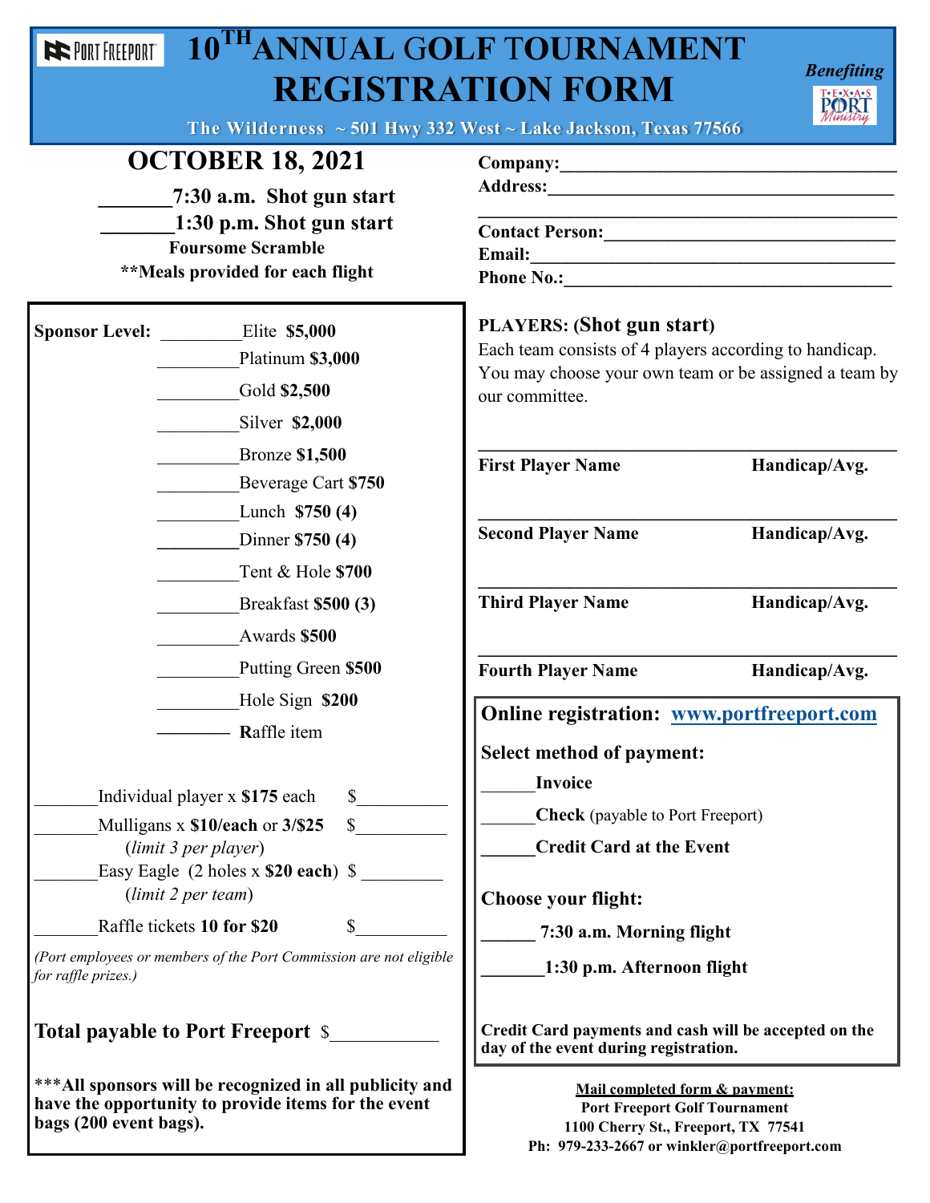PORT FREEPORT

# 10TH ANNUAL GOLF TOURNAMENT REGISTRATION FORM

*Benefiting* TEXAS PORT Ministry

**The Wilderness ~ 501 Hwy 332 West ~ Lake Jackson, Texas 77566**

## OCTOBER 18, 2021

_______7:30 a.m. Shot gun start

_______1:30 p.m. Shot gun start

**Foursome Scramble**

**\*\*Meals provided for each flight**

**Company:**_____________________________________

**Address:**_____________________________________

_____________________________________________

**Contact Person:**______________________________

**Email:**_______________________________________

**Phone No.:**___________________________________

**Sponsor Level:**

_________Elite **$5,000**

_________Platinum **$3,000**

_________Gold **$2,500**

_________Silver **$2,000**

_________Bronze **$1,500**

_________Beverage Cart **$750**

_________Lunch **$750 (4)**

_________Dinner **$750 (4)**

_________Tent & Hole **$700**

_________Breakfast **$500 (3)**

_________Awards **$500**

_________Putting Green **$500**

_________Hole Sign **$200**

_________ **R**affle item

_______Individual player x **$175** each $__________

_______Mulligans x **$10/each** or **3/$25** $__________
(*limit 3 per player*)

_______Easy Eagle (2 holes x **$20 each**) $ _________
(*limit 2 per team*)

_______Raffle tickets **10 for $20** $__________

*(Port employees or members of the Port Commission are not eligible for raffle prizes.)*

**Total payable to Port Freeport** $___________

**\*\*\*All sponsors will be recognized in all publicity and have the opportunity to provide items for the event bags (200 event bags).**

**PLAYERS: (Shot gun start)**

Each team consists of 4 players according to handicap. You may choose your own team or be assigned a team by our committee.

_____________________________________________

**First Player Name** **Handicap/Avg.**

_____________________________________________

**Second Player Name** **Handicap/Avg.**

_____________________________________________

**Third Player Name** **Handicap/Avg.**

_____________________________________________

**Fourth Player Name** **Handicap/Avg.**

**Online registration: www.portfreeport.com**

**Select method of payment:**

______**Invoice**

______**Check** (payable to Port Freeport)

______**Credit Card at the Event**

**Choose your flight:**

______ **7:30 a.m. Morning flight**

_______**1:30 p.m. Afternoon flight**

**Credit Card payments and cash will be accepted on the day of the event during registration.**

**Mail completed form & payment:**

**Port Freeport Golf Tournament**

**1100 Cherry St., Freeport, TX 77541**

**Ph: 979-233-2667 or winkler@portfreeport.com**